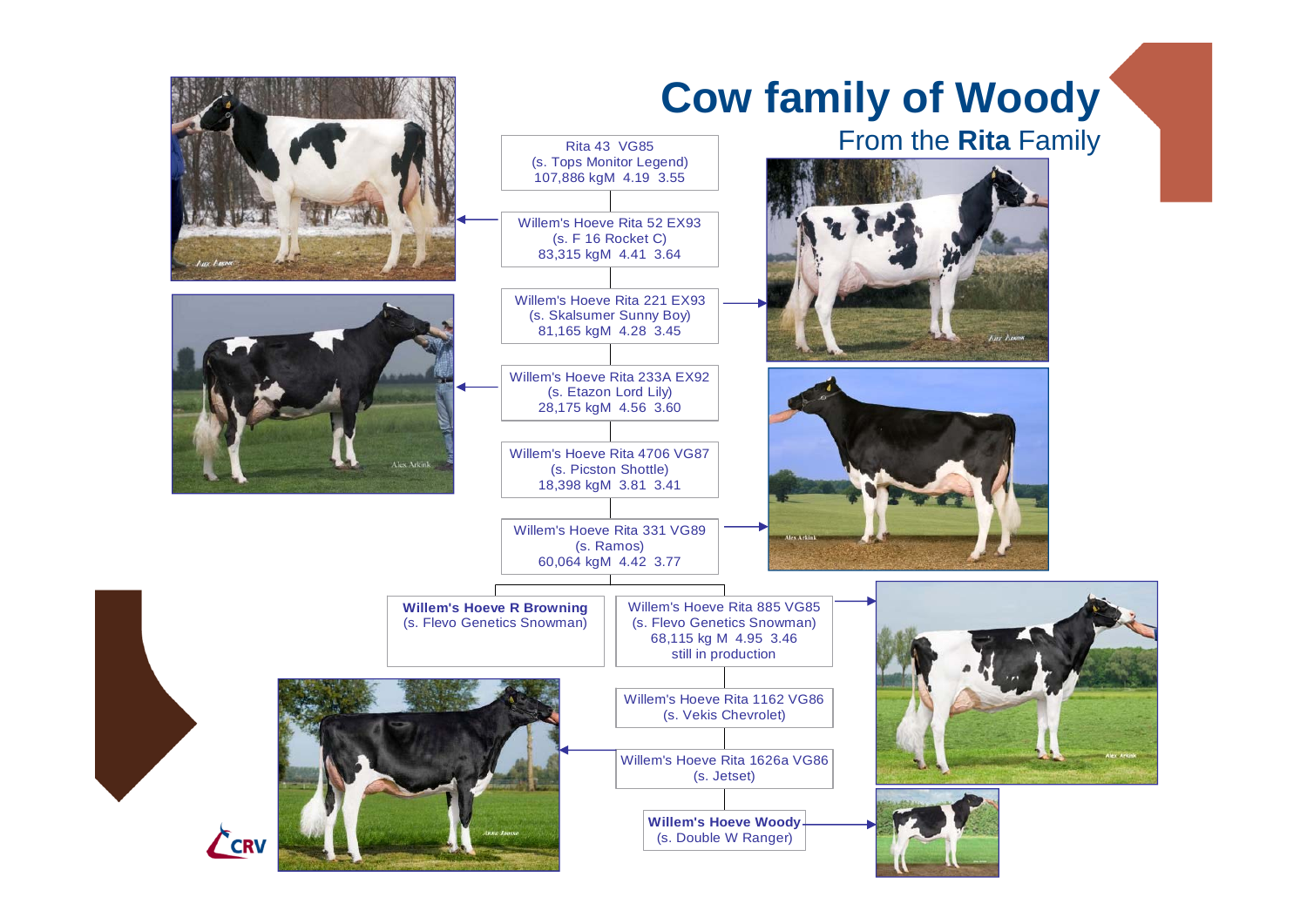# Cow family of Woody

## From the **Rita** Family

Rita 43 VG85
(s. Tops Monitor Legend)
107,886 kgM 4.19 3.55

Willem's Hoeve Rita 52 EX93
(s. F 16 Rocket C)
83,315 kgM 4.41 3.64

Willem's Hoeve Rita 221 EX93
(s. Skalsumer Sunny Boy)
81,165 kgM 4.28 3.45

Willem's Hoeve Rita 233A EX92
(s. Etazon Lord Lily)
28,175 kgM 4.56 3.60

Willem's Hoeve Rita 4706 VG87
(s. Picston Shottle)
18,398 kgM 3.81 3.41

Willem's Hoeve Rita 331 VG89
(s. Ramos)
60,064 kgM 4.42 3.77

**Willem's Hoeve R Browning**
(s. Flevo Genetics Snowman)

Willem's Hoeve Rita 885 VG85
(s. Flevo Genetics Snowman)
68,115 kg M 4.95 3.46
still in production

Willem's Hoeve Rita 1162 VG86
(s. Vekis Chevrolet)

Willem's Hoeve Rita 1626a VG86
(s. Jetset)

**Willem's Hoeve Woody**
(s. Double W Ranger)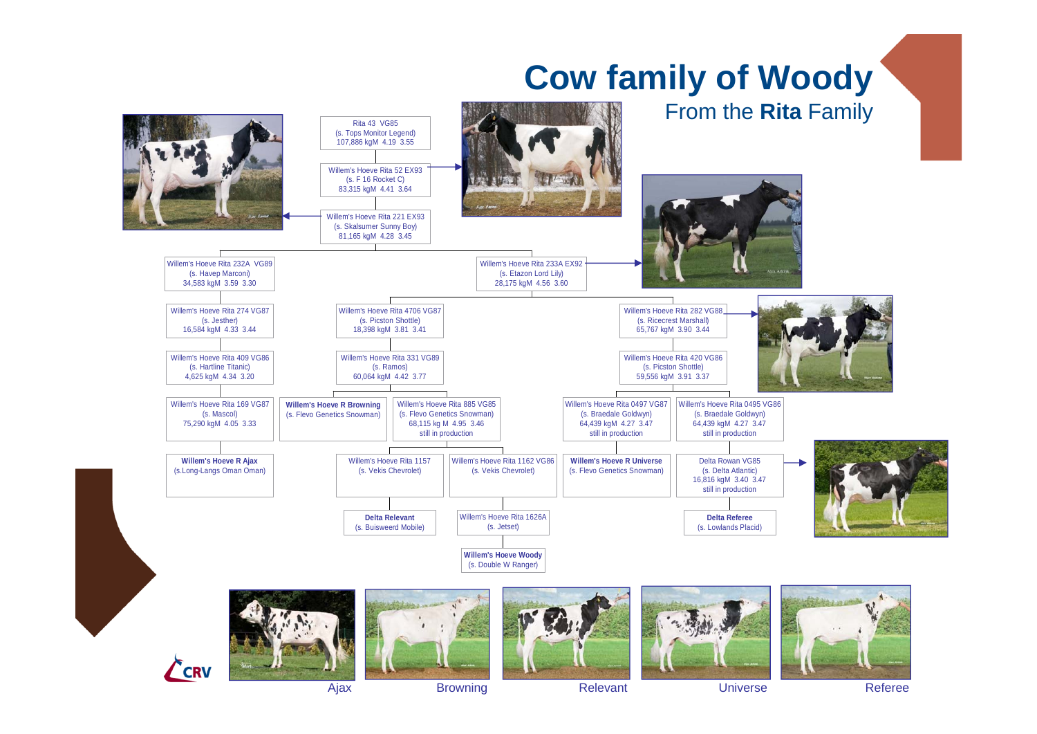# Cow family of Woody

## From the **Rita** Family

Rita 43 VG85
(s. Tops Monitor Legend)
107,886 kgM 4.19 3.55

Willem's Hoeve Rita 52 EX93
(s. F 16 Rocket C)
83,315 kgM 4.41 3.64

Willem's Hoeve Rita 221 EX93
(s. Skalsumer Sunny Boy)
81,165 kgM 4.28 3.45

Willem's Hoeve Rita 232A VG89
(s. Havep Marconi)
34,583 kgM 3.59 3.30

Willem's Hoeve Rita 233A EX92
(s. Etazon Lord Lily)
28,175 kgM 4.56 3.60

Willem's Hoeve Rita 274 VG87
(s. Jesther)
16,584 kgM 4.33 3.44

Willem's Hoeve Rita 4706 VG87
(s. Picston Shottle)
18,398 kgM 3.81 3.41

Willem's Hoeve Rita 282 VG88
(s. Ricecrest Marshall)
65,767 kgM 3.90 3.44

Willem's Hoeve Rita 409 VG86
(s. Hartline Titanic)
4,625 kgM 4.34 3.20

Willem's Hoeve Rita 331 VG89
(s. Ramos)
60,064 kgM 4.42 3.77

Willem's Hoeve Rita 420 VG86
(s. Picston Shottle)
59,556 kgM 3.91 3.37

Willem's Hoeve Rita 169 VG87
(s. Mascol)
75,290 kgM 4.05 3.33

**Willem's Hoeve R Browning**
(s. Flevo Genetics Snowman)

Willem's Hoeve Rita 885 VG85
(s. Flevo Genetics Snowman)
68,115 kg M 4.95 3.46
still in production

Willem's Hoeve Rita 0497 VG87
(s. Braedale Goldwyn)
64,439 kgM 4.27 3.47
still in production

Willem's Hoeve Rita 0495 VG86
(s. Braedale Goldwyn)
64,439 kgM 4.27 3.47
still in production

**Willem's Hoeve R Ajax**
(s.Long-Langs Oman Oman)

Willem's Hoeve Rita 1157
(s. Vekis Chevrolet)

Willem's Hoeve Rita 1162 VG86
(s. Vekis Chevrolet)

**Willem's Hoeve R Universe**
(s. Flevo Genetics Snowman)

Delta Rowan VG85
(s. Delta Atlantic)
16,816 kgM 3.40 3.47
still in production

**Delta Relevant**
(s. Buisweerd Mobile)

Willem's Hoeve Rita 1626A
(s. Jetset)

**Delta Referee**
(s. Lowlands Placid)

**Willem's Hoeve Woody**
(s. Double W Ranger)

Ajax

Browning

Relevant

Universe

Referee